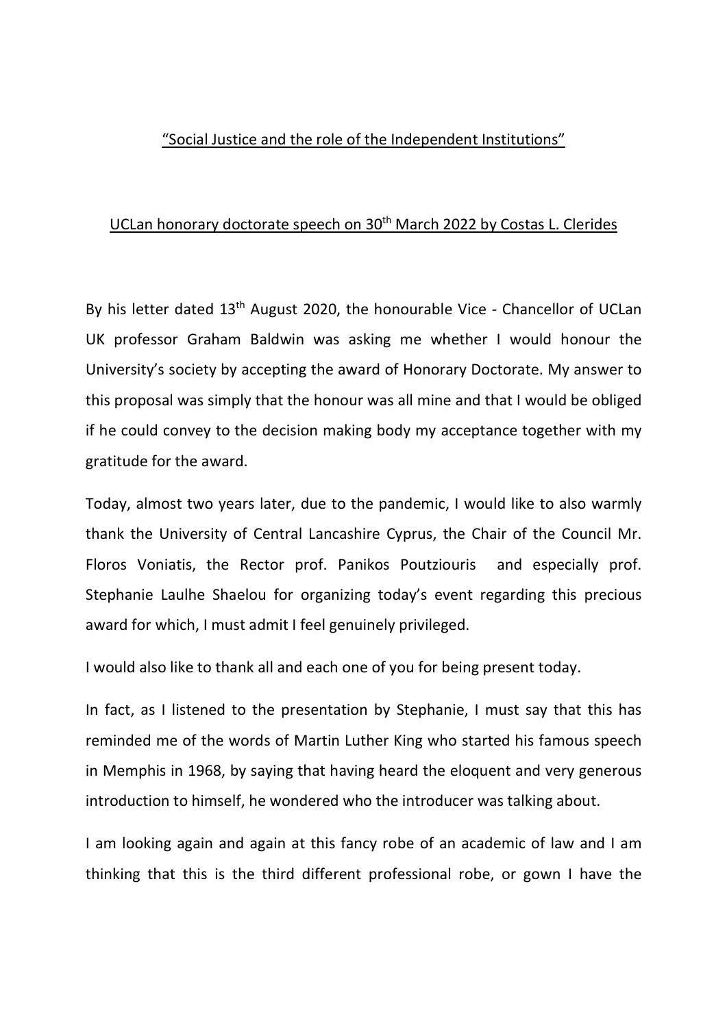# <u>"Social Justice and the role of the Independent Institutions"</u>

## <u>UCLan honorary doctorate speech on 30th March 2022 by Costas L. Clerides</u>

By his letter dated 13th August 2020, the honourable Vice - Chancellor of UCLan UK professor Graham Baldwin was asking me whether I would honour the University's society by accepting the award of Honorary Doctorate. My answer to this proposal was simply that the honour was all mine and that I would be obliged if he could convey to the decision making body my acceptance together with my gratitude for the award.

Today, almost two years later, due to the pandemic, I would like to also warmly thank the University of Central Lancashire Cyprus, the Chair of the Council Mr. Floros Voniatis, the Rector prof. Panikos Poutziouris and especially prof. Stephanie Laulhe Shaelou for organizing today's event regarding this precious award for which, I must admit I feel genuinely privileged.

I would also like to thank all and each one of you for being present today.

In fact, as I listened to the presentation by Stephanie, I must say that this has reminded me of the words of Martin Luther King who started his famous speech in Memphis in 1968, by saying that having heard the eloquent and very generous introduction to himself, he wondered who the introducer was talking about.

I am looking again and again at this fancy robe of an academic of law and I am thinking that this is the third different professional robe, or gown I have the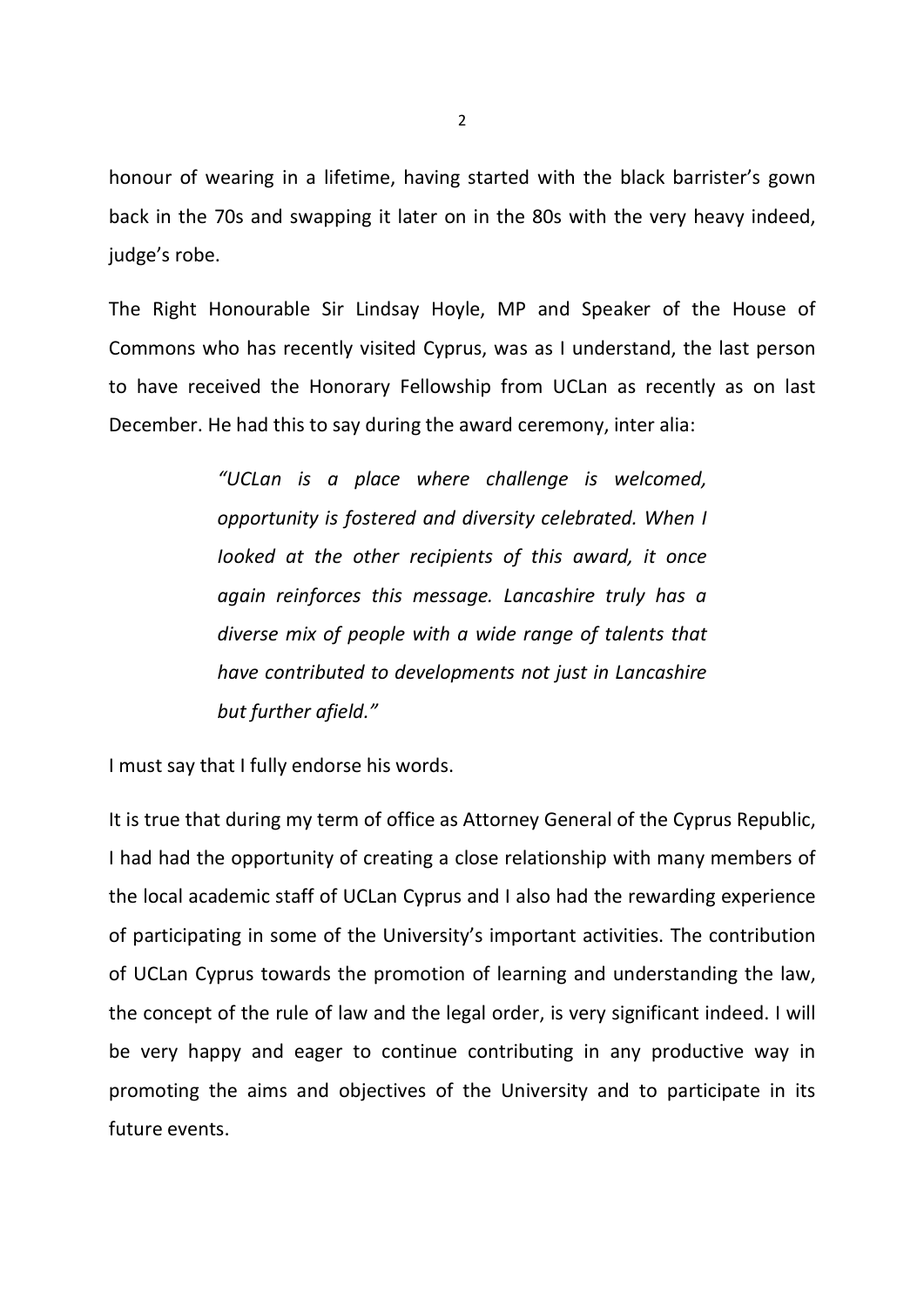honour of wearing in a lifetime, having started with the black barrister's gown back in the 70s and swapping it later on in the 80s with the very heavy indeed, judge's robe.

The Right Honourable Sir Lindsay Hoyle, MP and Speaker of the House of Commons who has recently visited Cyprus, was as I understand, the last person to have received the Honorary Fellowship from UCLan as recently as on last December. He had this to say during the award ceremony, inter alia:

> *"UCLan is a place where challenge is welcomed, opportunity is fostered and diversity celebrated. When I looked at the other recipients of this award, it once again reinforces this message. Lancashire truly has a diverse mix of people with a wide range of talents that have contributed to developments not just in Lancashire but further afield."*

I must say that I fully endorse his words.

It is true that during my term of office as Attorney General of the Cyprus Republic, I had had the opportunity of creating a close relationship with many members of the local academic staff of UCLan Cyprus and I also had the rewarding experience of participating in some of the University's important activities. The contribution of UCLan Cyprus towards the promotion of learning and understanding the law, the concept of the rule of law and the legal order, is very significant indeed. I will be very happy and eager to continue contributing in any productive way in promoting the aims and objectives of the University and to participate in its future events.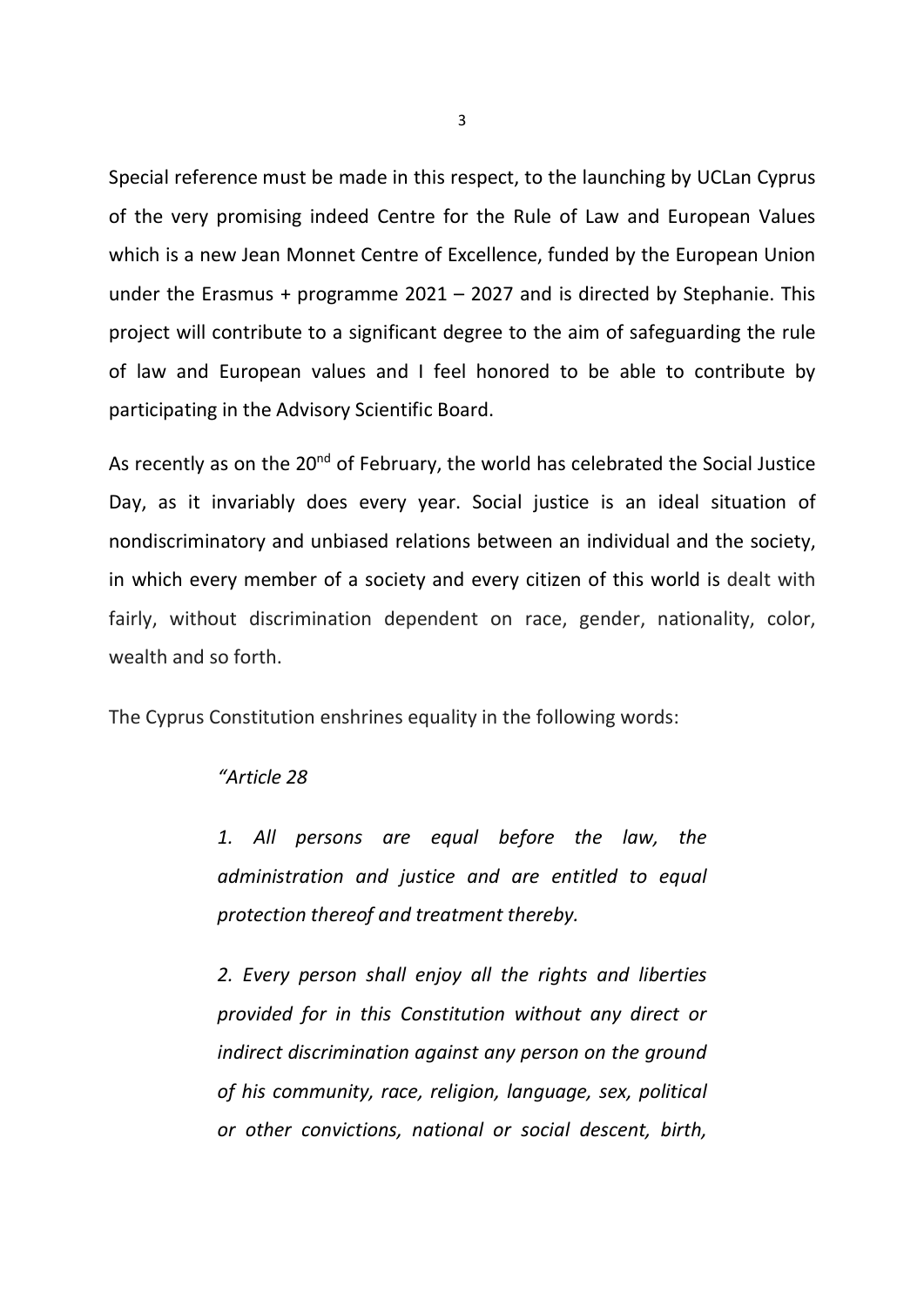Special reference must be made in this respect, to the launching by UCLan Cyprus of the very promising indeed Centre for the Rule of Law and European Values which is a new Jean Monnet Centre of Excellence, funded by the European Union under the Erasmus + programme 2021 – 2027 and is directed by Stephanie. This project will contribute to a significant degree to the aim of safeguarding the rule of law and European values and I feel honored to be able to contribute by participating in the Advisory Scientific Board.

As recently as on the 20nd of February, the world has celebrated the Social Justice Day, as it invariably does every year. Social justice is an ideal situation of nondiscriminatory and unbiased relations between an individual and the society, in which every member of a society and every citizen of this world is dealt with fairly, without discrimination dependent on race, gender, nationality, color, wealth and so forth.

The Cyprus Constitution enshrines equality in the following words:

> *"Article 28*
>
> *1. All persons are equal before the law, the administration and justice and are entitled to equal protection thereof and treatment thereby.*
>
> *2. Every person shall enjoy all the rights and liberties provided for in this Constitution without any direct or indirect discrimination against any person on the ground of his community, race, religion, language, sex, political or other convictions, national or social descent, birth,*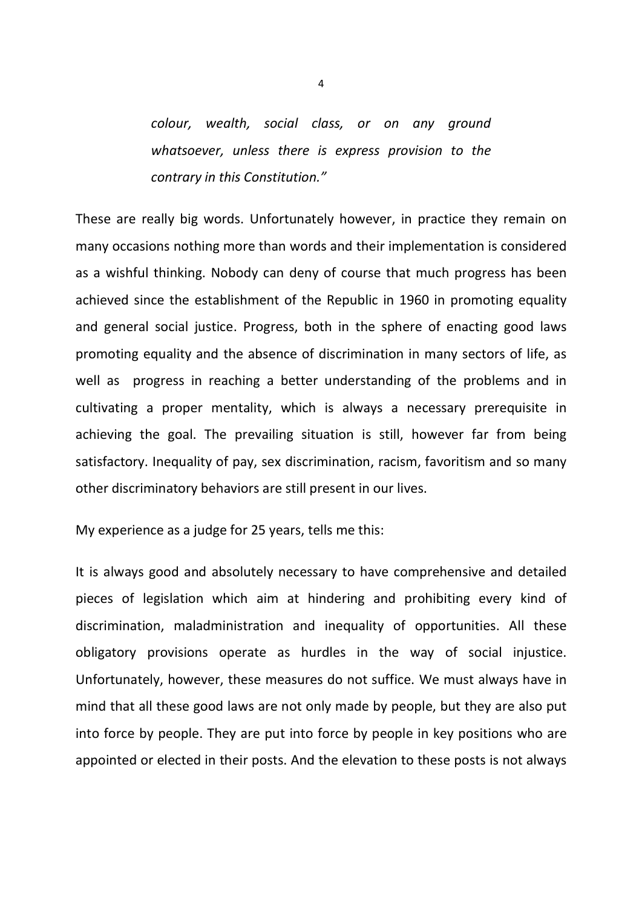> *colour, wealth, social class, or on any ground whatsoever, unless there is express provision to the contrary in this Constitution."*

These are really big words. Unfortunately however, in practice they remain on many occasions nothing more than words and their implementation is considered as a wishful thinking. Nobody can deny of course that much progress has been achieved since the establishment of the Republic in 1960 in promoting equality and general social justice. Progress, both in the sphere of enacting good laws promoting equality and the absence of discrimination in many sectors of life, as well as progress in reaching a better understanding of the problems and in cultivating a proper mentality, which is always a necessary prerequisite in achieving the goal. The prevailing situation is still, however far from being satisfactory. Inequality of pay, sex discrimination, racism, favoritism and so many other discriminatory behaviors are still present in our lives.

My experience as a judge for 25 years, tells me this:

It is always good and absolutely necessary to have comprehensive and detailed pieces of legislation which aim at hindering and prohibiting every kind of discrimination, maladministration and inequality of opportunities. All these obligatory provisions operate as hurdles in the way of social injustice. Unfortunately, however, these measures do not suffice. We must always have in mind that all these good laws are not only made by people, but they are also put into force by people. They are put into force by people in key positions who are appointed or elected in their posts. And the elevation to these posts is not always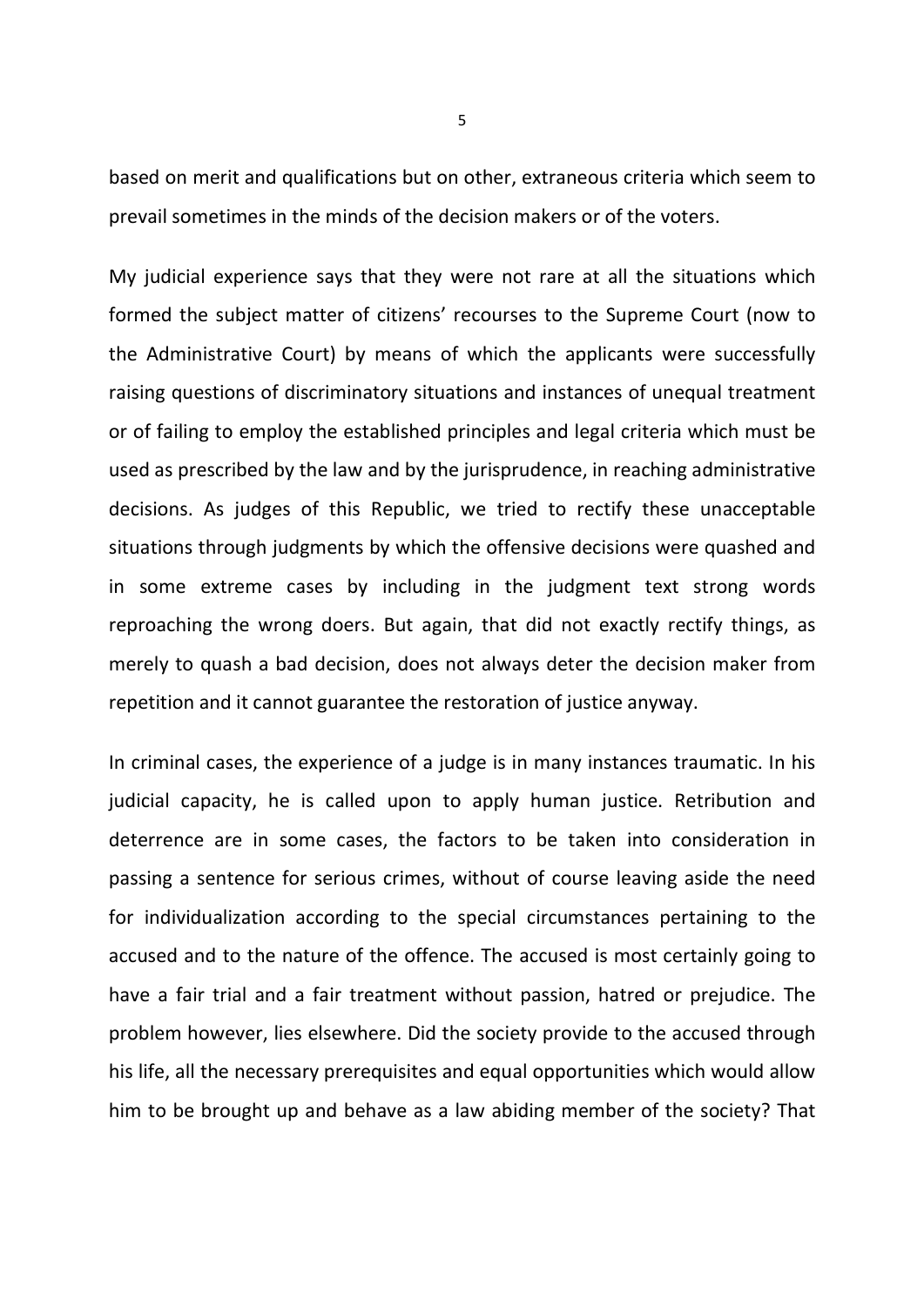based on merit and qualifications but on other, extraneous criteria which seem to prevail sometimes in the minds of the decision makers or of the voters.

My judicial experience says that they were not rare at all the situations which formed the subject matter of citizens' recourses to the Supreme Court (now to the Administrative Court) by means of which the applicants were successfully raising questions of discriminatory situations and instances of unequal treatment or of failing to employ the established principles and legal criteria which must be used as prescribed by the law and by the jurisprudence, in reaching administrative decisions. As judges of this Republic, we tried to rectify these unacceptable situations through judgments by which the offensive decisions were quashed and in some extreme cases by including in the judgment text strong words reproaching the wrong doers. But again, that did not exactly rectify things, as merely to quash a bad decision, does not always deter the decision maker from repetition and it cannot guarantee the restoration of justice anyway.

In criminal cases, the experience of a judge is in many instances traumatic. In his judicial capacity, he is called upon to apply human justice. Retribution and deterrence are in some cases, the factors to be taken into consideration in passing a sentence for serious crimes, without of course leaving aside the need for individualization according to the special circumstances pertaining to the accused and to the nature of the offence. The accused is most certainly going to have a fair trial and a fair treatment without passion, hatred or prejudice. The problem however, lies elsewhere. Did the society provide to the accused through his life, all the necessary prerequisites and equal opportunities which would allow him to be brought up and behave as a law abiding member of the society? That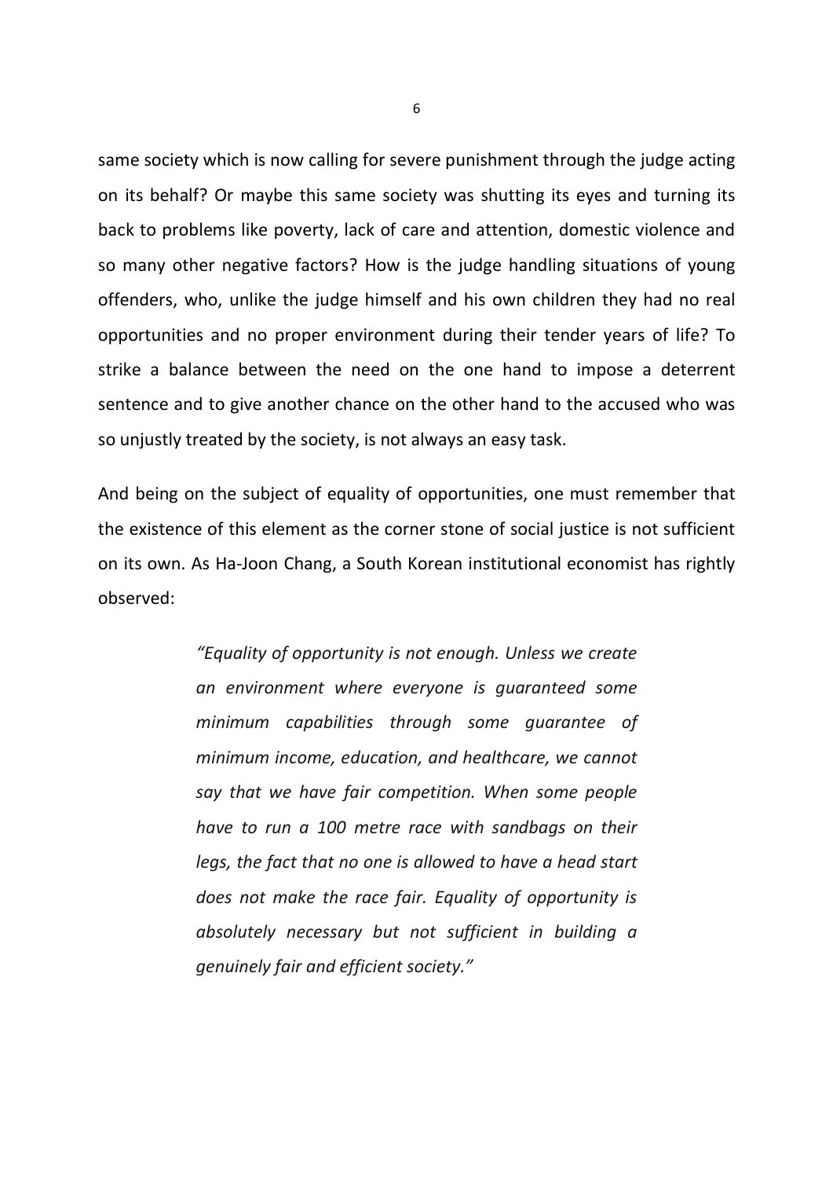same society which is now calling for severe punishment through the judge acting on its behalf? Or maybe this same society was shutting its eyes and turning its back to problems like poverty, lack of care and attention, domestic violence and so many other negative factors? How is the judge handling situations of young offenders, who, unlike the judge himself and his own children they had no real opportunities and no proper environment during their tender years of life? To strike a balance between the need on the one hand to impose a deterrent sentence and to give another chance on the other hand to the accused who was so unjustly treated by the society, is not always an easy task.

And being on the subject of equality of opportunities, one must remember that the existence of this element as the corner stone of social justice is not sufficient on its own. As Ha-Joon Chang, a South Korean institutional economist has rightly observed:

> *"Equality of opportunity is not enough. Unless we create an environment where everyone is guaranteed some minimum capabilities through some guarantee of minimum income, education, and healthcare, we cannot say that we have fair competition. When some people have to run a 100 metre race with sandbags on their legs, the fact that no one is allowed to have a head start does not make the race fair. Equality of opportunity is absolutely necessary but not sufficient in building a genuinely fair and efficient society."*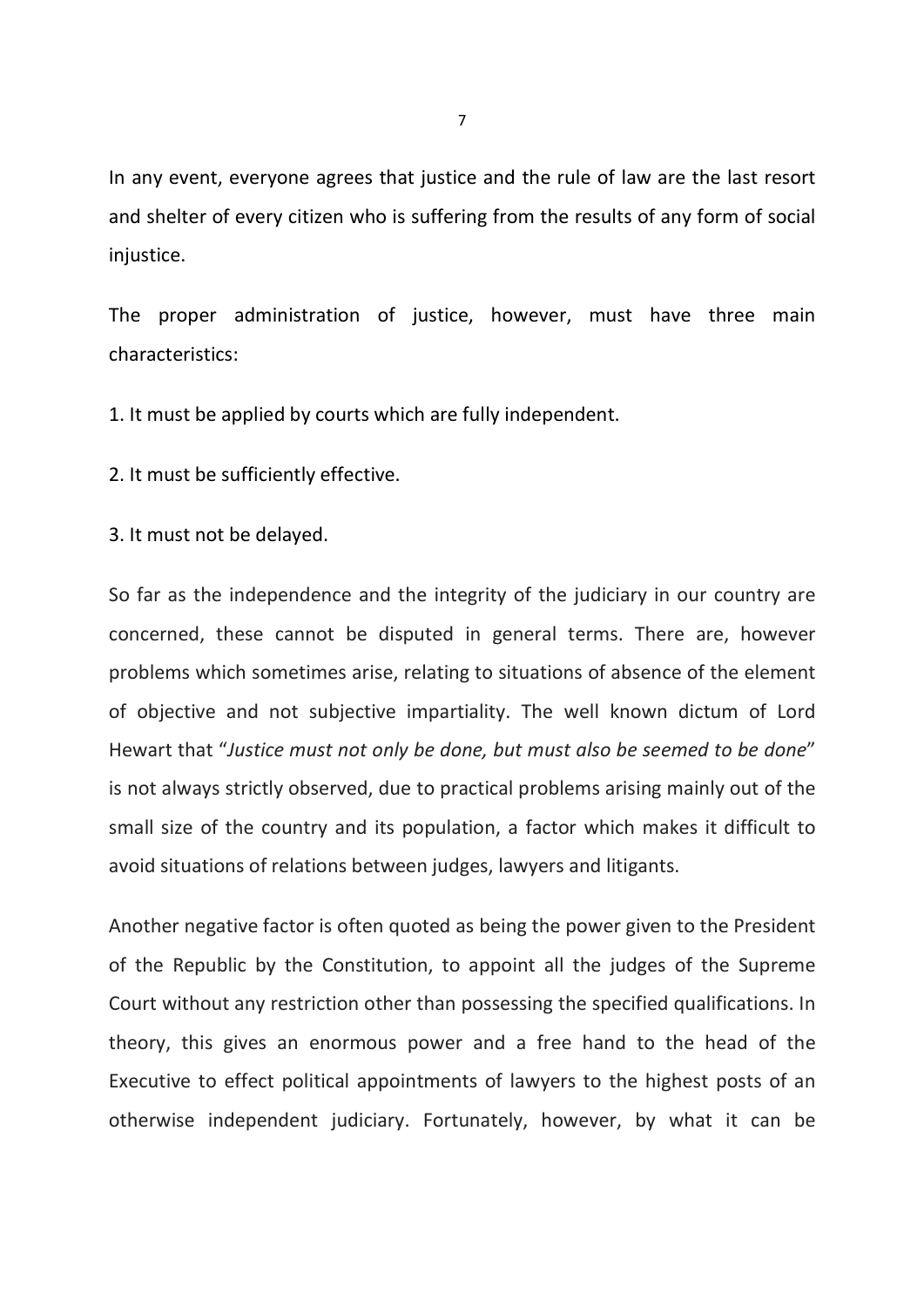In any event, everyone agrees that justice and the rule of law are the last resort and shelter of every citizen who is suffering from the results of any form of social injustice.

The proper administration of justice, however, must have three main characteristics:

1. It must be applied by courts which are fully independent.

2. It must be sufficiently effective.

3. It must not be delayed.

So far as the independence and the integrity of the judiciary in our country are concerned, these cannot be disputed in general terms. There are, however problems which sometimes arise, relating to situations of absence of the element of objective and not subjective impartiality. The well known dictum of Lord Hewart that "*Justice must not only be done, but must also be seemed to be done*" is not always strictly observed, due to practical problems arising mainly out of the small size of the country and its population, a factor which makes it difficult to avoid situations of relations between judges, lawyers and litigants.

Another negative factor is often quoted as being the power given to the President of the Republic by the Constitution, to appoint all the judges of the Supreme Court without any restriction other than possessing the specified qualifications. In theory, this gives an enormous power and a free hand to the head of the Executive to effect political appointments of lawyers to the highest posts of an otherwise independent judiciary. Fortunately, however, by what it can be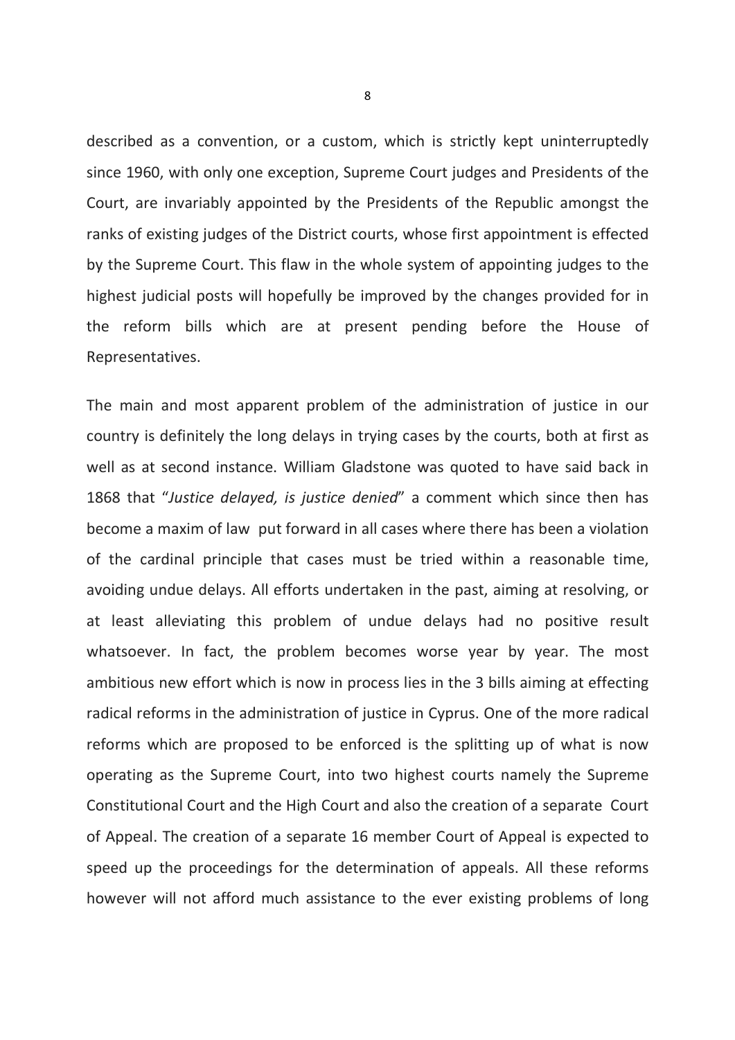described as a convention, or a custom, which is strictly kept uninterruptedly since 1960, with only one exception, Supreme Court judges and Presidents of the Court, are invariably appointed by the Presidents of the Republic amongst the ranks of existing judges of the District courts, whose first appointment is effected by the Supreme Court. This flaw in the whole system of appointing judges to the highest judicial posts will hopefully be improved by the changes provided for in the reform bills which are at present pending before the House of Representatives.

The main and most apparent problem of the administration of justice in our country is definitely the long delays in trying cases by the courts, both at first as well as at second instance. William Gladstone was quoted to have said back in 1868 that "*Justice delayed, is justice denied*" a comment which since then has become a maxim of law put forward in all cases where there has been a violation of the cardinal principle that cases must be tried within a reasonable time, avoiding undue delays. All efforts undertaken in the past, aiming at resolving, or at least alleviating this problem of undue delays had no positive result whatsoever. In fact, the problem becomes worse year by year. The most ambitious new effort which is now in process lies in the 3 bills aiming at effecting radical reforms in the administration of justice in Cyprus. One of the more radical reforms which are proposed to be enforced is the splitting up of what is now operating as the Supreme Court, into two highest courts namely the Supreme Constitutional Court and the High Court and also the creation of a separate Court of Appeal. The creation of a separate 16 member Court of Appeal is expected to speed up the proceedings for the determination of appeals. All these reforms however will not afford much assistance to the ever existing problems of long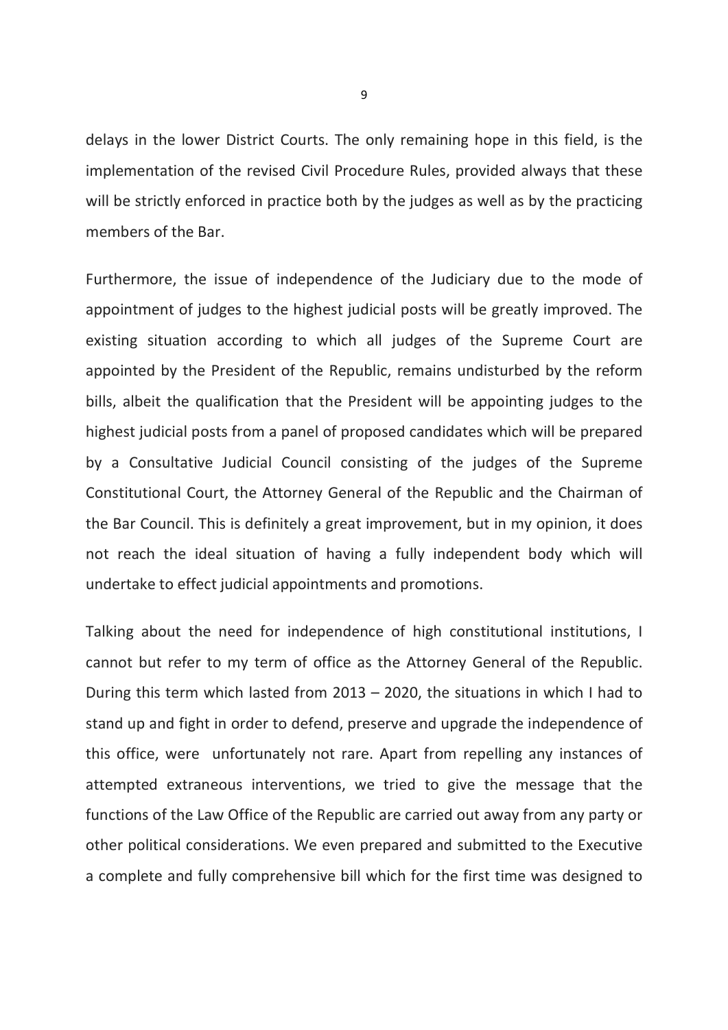delays in the lower District Courts. The only remaining hope in this field, is the implementation of the revised Civil Procedure Rules, provided always that these will be strictly enforced in practice both by the judges as well as by the practicing members of the Bar.

Furthermore, the issue of independence of the Judiciary due to the mode of appointment of judges to the highest judicial posts will be greatly improved. The existing situation according to which all judges of the Supreme Court are appointed by the President of the Republic, remains undisturbed by the reform bills, albeit the qualification that the President will be appointing judges to the highest judicial posts from a panel of proposed candidates which will be prepared by a Consultative Judicial Council consisting of the judges of the Supreme Constitutional Court, the Attorney General of the Republic and the Chairman of the Bar Council. This is definitely a great improvement, but in my opinion, it does not reach the ideal situation of having a fully independent body which will undertake to effect judicial appointments and promotions.

Talking about the need for independence of high constitutional institutions, I cannot but refer to my term of office as the Attorney General of the Republic. During this term which lasted from 2013 – 2020, the situations in which I had to stand up and fight in order to defend, preserve and upgrade the independence of this office, were unfortunately not rare. Apart from repelling any instances of attempted extraneous interventions, we tried to give the message that the functions of the Law Office of the Republic are carried out away from any party or other political considerations. We even prepared and submitted to the Executive a complete and fully comprehensive bill which for the first time was designed to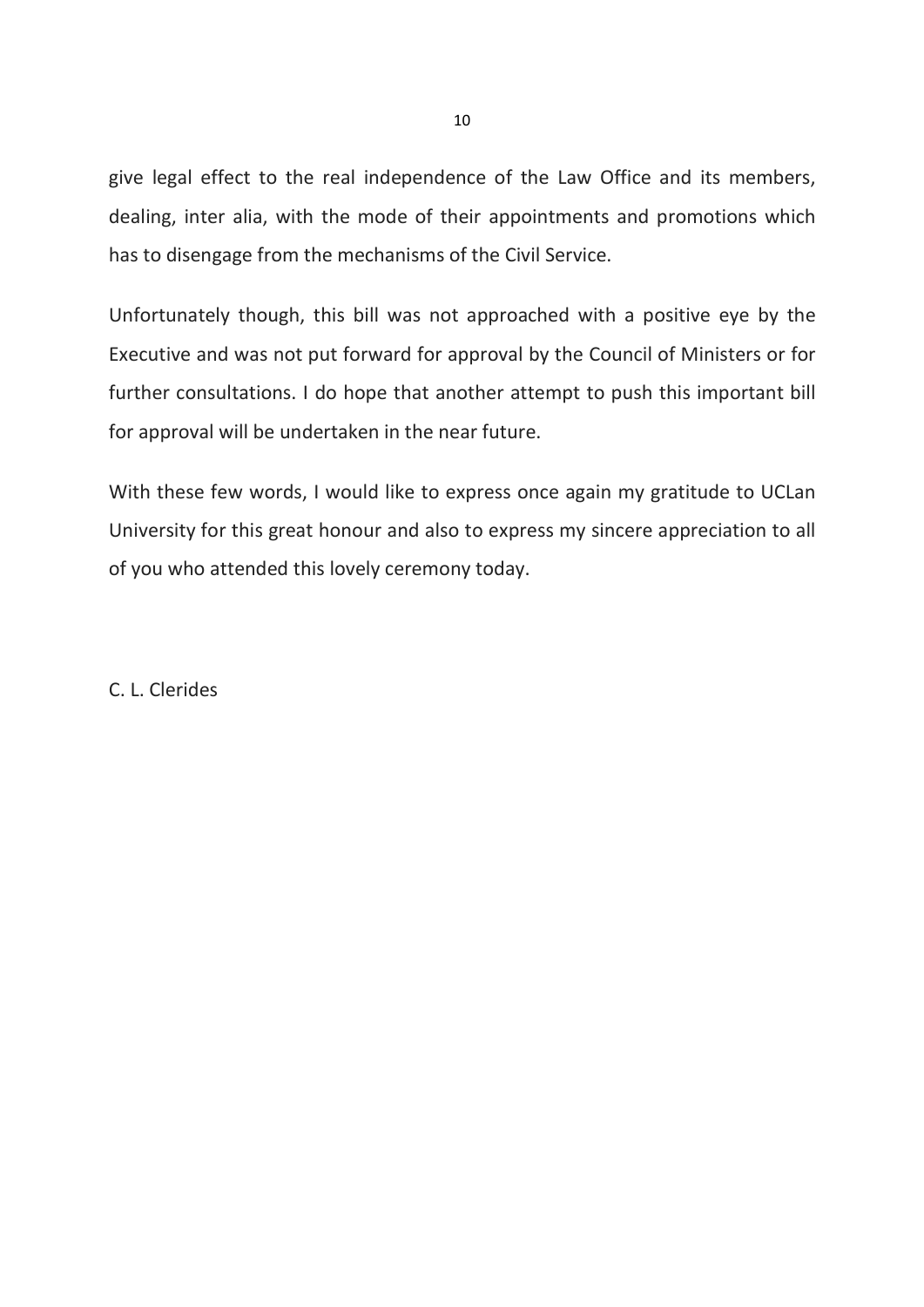give legal effect to the real independence of the Law Office and its members, dealing, inter alia, with the mode of their appointments and promotions which has to disengage from the mechanisms of the Civil Service.

Unfortunately though, this bill was not approached with a positive eye by the Executive and was not put forward for approval by the Council of Ministers or for further consultations. I do hope that another attempt to push this important bill for approval will be undertaken in the near future.

With these few words, I would like to express once again my gratitude to UCLan University for this great honour and also to express my sincere appreciation to all of you who attended this lovely ceremony today.

C. L. Clerides